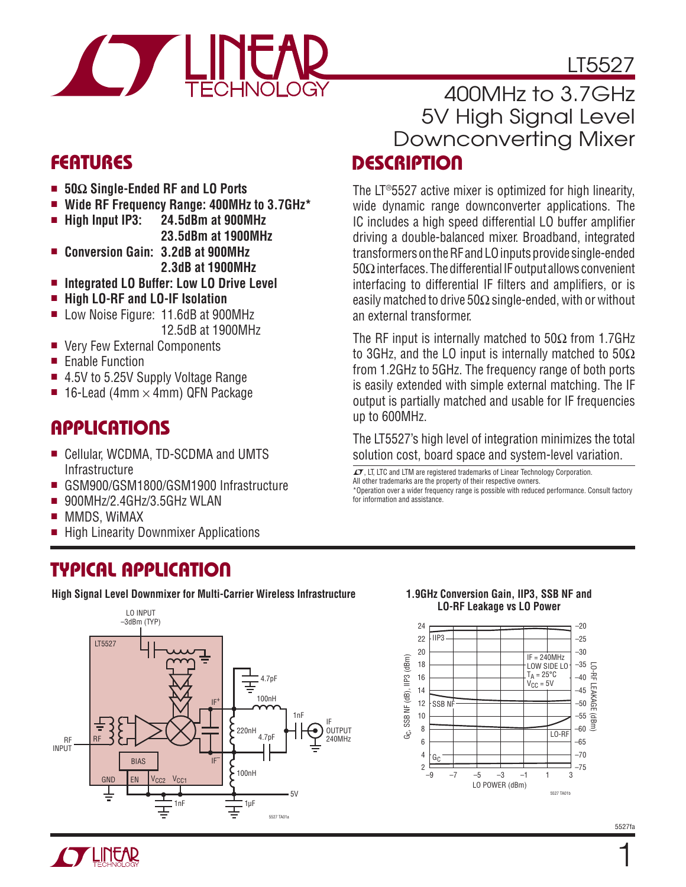# LT5527

## 400MHz to 3.7GHz 5V High Signal Level Downconverting Mixer

## FEATURES

- **50Ω Single-Ended RF and LO Ports**
- **Wide RF Frequency Range: 400MHz to 3.7GHz***
- **High Input IP3: 24.5dBm at 900MHz**
  **23.5dBm at 1900MHz**
- **Conversion Gain: 3.2dB at 900MHz**
  **2.3dB at 1900MHz**
- **Integrated LO Buffer: Low LO Drive Level**
- **High LO-RF and LO-IF Isolation**
- Low Noise Figure: 11.6dB at 900MHz
  12.5dB at 1900MHz
- Very Few External Components
- Enable Function
- 4.5V to 5.25V Supply Voltage Range
- 16-Lead (4mm × 4mm) QFN Package

## APPLICATIONS

- Cellular, WCDMA, TD-SCDMA and UMTS Infrastructure
- GSM900/GSM1800/GSM1900 Infrastructure
- 900MHz/2.4GHz/3.5GHz WLAN
- MMDS, WiMAX
- High Linearity Downmixer Applications

## DESCRIPTION

The LT®5527 active mixer is optimized for high linearity, wide dynamic range downconverter applications. The IC includes a high speed differential LO buffer amplifier driving a double-balanced mixer. Broadband, integrated transformers on the RF and LO inputs provide single-ended 50Ω interfaces. The differential IF output allows convenient interfacing to differential IF filters and amplifiers, or is easily matched to drive 50Ω single-ended, with or without an external transformer.

The RF input is internally matched to 50Ω from 1.7GHz to 3GHz, and the LO input is internally matched to 50Ω from 1.2GHz to 5GHz. The frequency range of both ports is easily extended with simple external matching. The IF output is partially matched and usable for IF frequencies up to 600MHz.

The LT5527's high level of integration minimizes the total solution cost, board space and system-level variation.

LT, LTC and LTM are registered trademarks of Linear Technology Corporation. All other trademarks are the property of their respective owners.
*Operation over a wider frequency range is possible with reduced performance. Consult factory for information and assistance.

## TYPICAL APPLICATION

**High Signal Level Downmixer for Multi-Carrier Wireless Infrastructure**

**1.9GHz Conversion Gain, IIP3, SSB NF and LO-RF Leakage vs LO Power**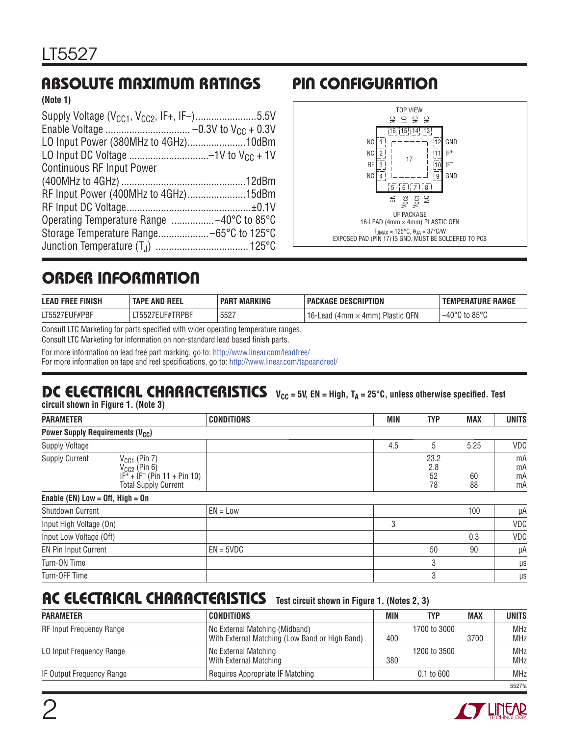## ABSOLUTE MAXIMUM RATINGS

**(Note 1)**

Supply Voltage ($V_{CC1}$, $V_{CC2}$, IF+, IF–) .......................5.5V
Enable Voltage ................................ –0.3V to $V_{CC}$ + 0.3V
LO Input Power (380MHz to 4GHz)......................10dBm
LO Input DC Voltage ..............................–1V to $V_{CC}$ + 1V
Continuous RF Input Power
(400MHz to 4GHz) ...............................................12dBm
RF Input Power (400MHz to 4GHz)......................15dBm
RF Input DC Voltage...............................................±0.1V
Operating Temperature Range ................–40°C to 85°C
Storage Temperature Range...................–65°C to 125°C
Junction Temperature ($T_J$) ..................................125°C

## PIN CONFIGURATION

TOP VIEW

Top pins: 16 NC, 15 LO, 14 NC, 13 NC
Left pins: 1 NC, 2 NC, 3 RF, 4 NC
Right pins: 12 GND, 11 IF+, 10 IF–, 9 GND
Bottom pins: 5 EN, 6 $V_{CC2}$, 7 $V_{CC1}$, 8 NC
Center: 17

UF PACKAGE
16-LEAD (4mm × 4mm) PLASTIC QFN

$T_{JMAX}$ = 125°C, $\theta_{JA}$ = 37°C/W
EXPOSED PAD (PIN 17) IS GND, MUST BE SOLDERED TO PCB

## ORDER INFORMATION

| LEAD FREE FINISH | TAPE AND REEL | PART MARKING | PACKAGE DESCRIPTION | TEMPERATURE RANGE |
|---|---|---|---|---|
| LT5527EUF#PBF | LT5527EUF#TRPBF | 5527 | 16-Lead (4mm × 4mm) Plastic QFN | –40°C to 85°C |

Consult LTC Marketing for parts specified with wider operating temperature ranges.
Consult LTC Marketing for information on non-standard lead based finish parts.

For more information on lead free part marking, go to: http://www.linear.com/leadfree/
For more information on tape and reel specifications, go to: http://www.linear.com/tapeandreel/

## DC ELECTRICAL CHARACTERISTICS

$V_{CC}$ = 5V, EN = High, $T_A$ = 25°C, unless otherwise specified. Test circuit shown in Figure 1. (Note 3)

| PARAMETER | | CONDITIONS | MIN | TYP | MAX | UNITS |
|---|---|---|---|---|---|---|
| **Power Supply Requirements ($V_{CC}$)** | | | | | | |
| Supply Voltage | | | 4.5 | 5 | 5.25 | VDC |
| Supply Current | $V_{CC1}$ (Pin 7) | | | 23.2 | | mA |
| | $V_{CC2}$ (Pin 6) | | | 2.8 | | mA |
| | $IF^+$ + $IF^–$ (Pin 11 + Pin 10) | | | 52 | 60 | mA |
| | Total Supply Current | | | 78 | 88 | mA |
| **Enable (EN) Low = Off, High = On** | | | | | | |
| Shutdown Current | | EN = Low | | | 100 | µA |
| Input High Voltage (On) | | | 3 | | | VDC |
| Input Low Voltage (Off) | | | | | 0.3 | VDC |
| EN Pin Input Current | | EN = 5VDC | | 50 | 90 | µA |
| Turn-ON Time | | | | 3 | | µs |
| Turn-OFF Time | | | | 3 | | µs |

## AC ELECTRICAL CHARACTERISTICS

Test circuit shown in Figure 1. (Notes 2, 3)

| PARAMETER | CONDITIONS | MIN | TYP | MAX | UNITS |
|---|---|---|---|---|---|
| RF Input Frequency Range | No External Matching (Midband) | | 1700 to 3000 | | MHz |
| | With External Matching (Low Band or High Band) | 400 | | 3700 | MHz |
| LO Input Frequency Range | No External Matching | | 1200 to 3500 | | MHz |
| | With External Matching | 380 | | | MHz |
| IF Output Frequency Range | Requires Appropriate IF Matching | | 0.1 to 600 | | MHz |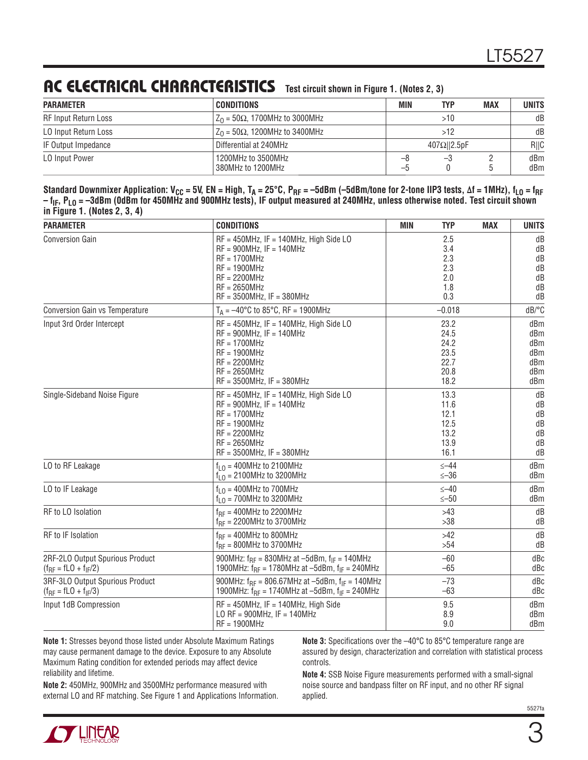## AC ELECTRICAL CHARACTERISTICS

Test circuit shown in Figure 1. (Notes 2, 3)

| PARAMETER | CONDITIONS | MIN | TYP | MAX | UNITS |
|---|---|---|---|---|---|
| RF Input Return Loss | $Z_0 = 50\Omega$, 1700MHz to 3000MHz | | >10 | | dB |
| LO Input Return Loss | $Z_0 = 50\Omega$, 1200MHz to 3400MHz | | >12 | | dB |
| IF Output Impedance | Differential at 240MHz | | 407Ω‖2.5pF | | R‖C |
| LO Input Power | 1200MHz to 3500MHz<br>380MHz to 1200MHz | –8<br>–5 | –3<br>0 | 2<br>5 | dBm<br>dBm |

**Standard Downmixer Application: $V_{CC}$ = 5V, EN = High, $T_A$ = 25°C, $P_{RF}$ = –5dBm (–5dBm/tone for 2-tone IIP3 tests, Δf = 1MHz), $f_{LO} = f_{RF} – f_{IF}$, $P_{LO}$ = –3dBm (0dBm for 450MHz and 900MHz tests), IF output measured at 240MHz, unless otherwise noted. Test circuit shown in Figure 1. (Notes 2, 3, 4)**

| PARAMETER | CONDITIONS | MIN | TYP | MAX | UNITS |
|---|---|---|---|---|---|
| Conversion Gain | RF = 450MHz, IF = 140MHz, High Side LO<br>RF = 900MHz, IF = 140MHz<br>RF = 1700MHz<br>RF = 1900MHz<br>RF = 2200MHz<br>RF = 2650MHz<br>RF = 3500MHz, IF = 380MHz | | 2.5<br>3.4<br>2.3<br>2.3<br>2.0<br>1.8<br>0.3 | | dB<br>dB<br>dB<br>dB<br>dB<br>dB<br>dB |
| Conversion Gain vs Temperature | $T_A$ = –40°C to 85°C, RF = 1900MHz | | –0.018 | | dB/°C |
| Input 3rd Order Intercept | RF = 450MHz, IF = 140MHz, High Side LO<br>RF = 900MHz, IF = 140MHz<br>RF = 1700MHz<br>RF = 1900MHz<br>RF = 2200MHz<br>RF = 2650MHz<br>RF = 3500MHz, IF = 380MHz | | 23.2<br>24.5<br>24.2<br>23.5<br>22.7<br>20.8<br>18.2 | | dBm<br>dBm<br>dBm<br>dBm<br>dBm<br>dBm<br>dBm |
| Single-Sideband Noise Figure | RF = 450MHz, IF = 140MHz, High Side LO<br>RF = 900MHz, IF = 140MHz<br>RF = 1700MHz<br>RF = 1900MHz<br>RF = 2200MHz<br>RF = 2650MHz<br>RF = 3500MHz, IF = 380MHz | | 13.3<br>11.6<br>12.1<br>12.5<br>13.2<br>13.9<br>16.1 | | dB<br>dB<br>dB<br>dB<br>dB<br>dB<br>dB |
| LO to RF Leakage | $f_{LO}$ = 400MHz to 2100MHz<br>$f_{LO}$ = 2100MHz to 3200MHz | | ≤–44<br>≤–36 | | dBm<br>dBm |
| LO to IF Leakage | $f_{LO}$ = 400MHz to 700MHz<br>$f_{LO}$ = 700MHz to 3200MHz | | ≤–40<br>≤–50 | | dBm<br>dBm |
| RF to LO Isolation | $f_{RF}$ = 400MHz to 2200MHz<br>$f_{RF}$ = 2200MHz to 3700MHz | | >43<br>>38 | | dB<br>dB |
| RF to IF Isolation | $f_{RF}$ = 400MHz to 800MHz<br>$f_{RF}$ = 800MHz to 3700MHz | | >42<br>>54 | | dB<br>dB |
| 2RF-2LO Output Spurious Product<br>($f_{RF} = fLO + f_{IF}/2$) | 900MHz: $f_{RF}$ = 830MHz at –5dBm, $f_{IF}$ = 140MHz<br>1900MHz: $f_{RF}$ = 1780MHz at –5dBm, $f_{IF}$ = 240MHz | | –60<br>–65 | | dBc<br>dBc |
| 3RF-3LO Output Spurious Product<br>($f_{RF} = fLO + f_{IF}/3$) | 900MHz: $f_{RF}$ = 806.67MHz at –5dBm, $f_{IF}$ = 140MHz<br>1900MHz: $f_{RF}$ = 1740MHz at –5dBm, $f_{IF}$ = 240MHz | | –73<br>–63 | | dBc<br>dBc |
| Input 1dB Compression | RF = 450MHz, IF = 140MHz, High Side<br>LO RF = 900MHz, IF = 140MHz<br>RF = 1900MHz | | 9.5<br>8.9<br>9.0 | | dBm<br>dBm<br>dBm |

**Note 1:** Stresses beyond those listed under Absolute Maximum Ratings may cause permanent damage to the device. Exposure to any Absolute Maximum Rating condition for extended periods may affect device reliability and lifetime.

**Note 2:** 450MHz, 900MHz and 3500MHz performance measured with external LO and RF matching. See Figure 1 and Applications Information.

**Note 3:** Specifications over the –40°C to 85°C temperature range are assured by design, characterization and correlation with statistical process controls.

**Note 4:** SSB Noise Figure measurements performed with a small-signal noise source and bandpass filter on RF input, and no other RF signal applied.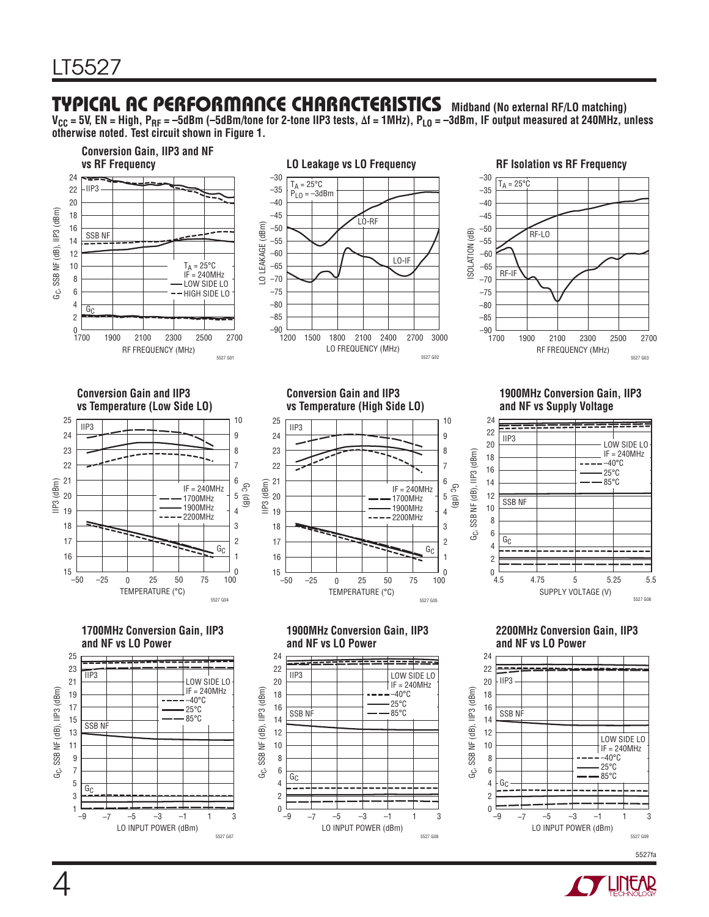## TYPICAL AC PERFORMANCE CHARACTERISTICS Midband (No external RF/LO matching)

$V_{CC}$ = 5V, EN = High, $P_{RF}$ = –5dBm (–5dBm/tone for 2-tone IIP3 tests, Δf = 1MHz), $P_{LO}$ = –3dBm, IF output measured at 240MHz, unless otherwise noted. Test circuit shown in Figure 1.

**Conversion Gain, IIP3 and NF vs RF Frequency**

$T_A$ = 25°C, IF = 240MHz, LOW SIDE LO, HIGH SIDE LO

Y-axis: $G_C$, SSB NF (dB), IIP3 (dBm); X-axis: RF FREQUENCY (MHz)

5527 G01

**LO Leakage vs LO Frequency**

$T_A$ = 25°C, $P_{LO}$ = –3dBm

Y-axis: LO LEAKAGE (dB); X-axis: LO FREQUENCY (MHz)

5527 G02

**RF Isolation vs RF Frequency**

$T_A$ = 25°C

Y-axis: ISOLATION (dB); X-axis: RF FREQUENCY (MHz)

5527 G03

**Conversion Gain and IIP3 vs Temperature (Low Side LO)**

IF = 240MHz, 1700MHz, 1900MHz, 2200MHz

Y-axis: IIP3 (dBm), $G_C$ (dB); X-axis: TEMPERATURE (°C)

5527 G04

**Conversion Gain and IIP3 vs Temperature (High Side LO)**

IF = 240MHz, 1700MHz, 1900MHz, 2200MHz

Y-axis: IIP3 (dBm), $G_C$ (dB); X-axis: TEMPERATURE (°C)

5527 G05

**1900MHz Conversion Gain, IIP3 and NF vs Supply Voltage**

LOW SIDE LO, IF = 240MHz, –40°C, 25°C, 85°C

Y-axis: $G_C$, SSB NF (dB), IIP3 (dBm); X-axis: SUPPLY VOLTAGE (V)

5527 G06

**1700MHz Conversion Gain, IIP3 and NF vs LO Power**

LOW SIDE LO, IF = 240MHz, –40°C, 25°C, 85°C

Y-axis: $G_C$, SSB NF (dB), IIP3 (dBm); X-axis: LO INPUT POWER (dBm)

5527 G07

**1900MHz Conversion Gain, IIP3 and NF vs LO Power**

LOW SIDE LO, IF = 240MHz, –40°C, 25°C, 85°C

Y-axis: $G_C$, SSB NF (dB), IIP3 (dBm); X-axis: LO INPUT POWER (dBm)

5527 G08

**2200MHz Conversion Gain, IIP3 and NF vs LO Power**

LOW SIDE LO, IF = 240MHz, –40°C, 25°C, 85°C

Y-axis: $G_C$, SSB NF (dB), IIP3 (dBm); X-axis: LO INPUT POWER (dBm)

5527 G09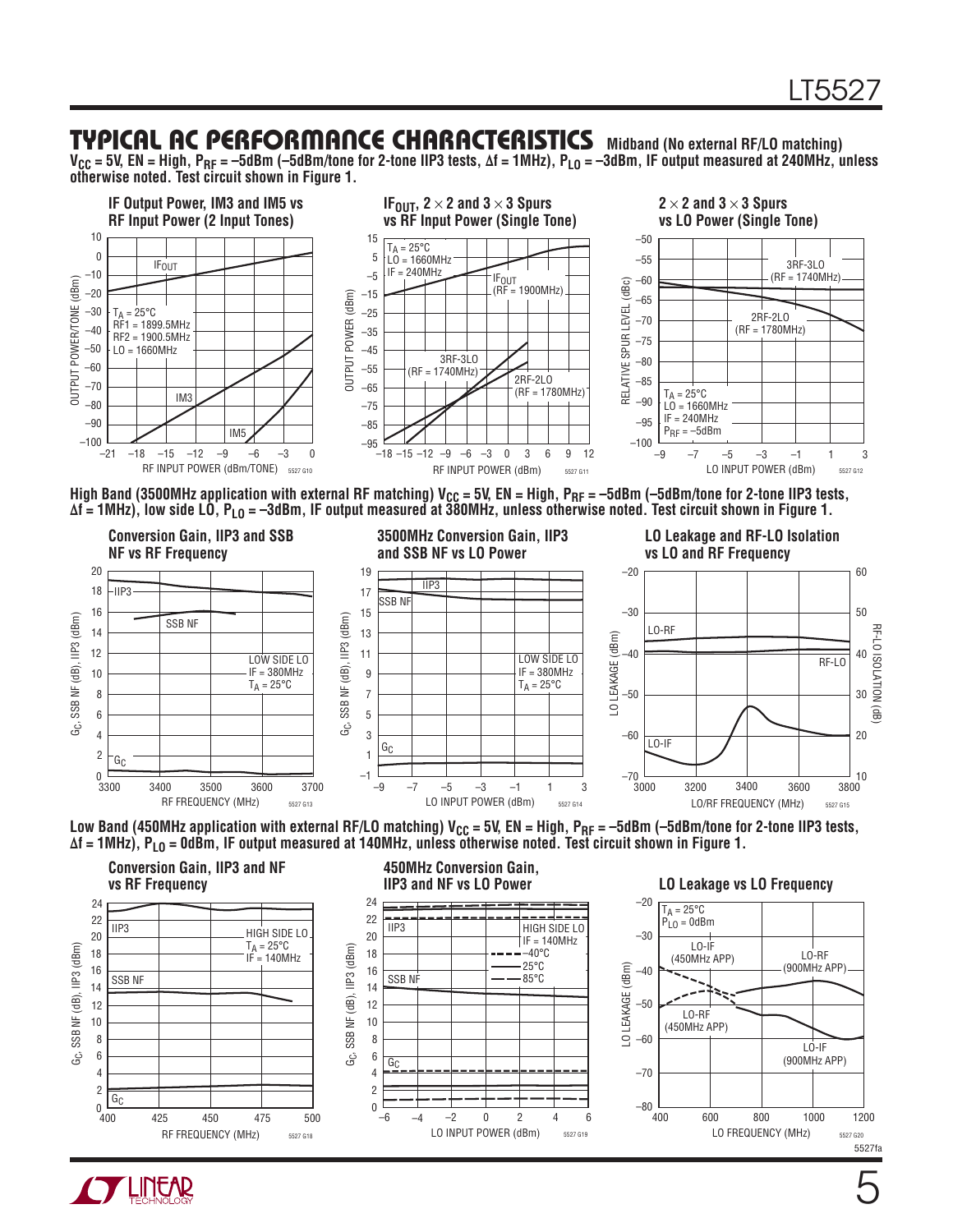## TYPICAL AC PERFORMANCE CHARACTERISTICS

**Midband (No external RF/LO matching)**

**$V_{CC}$ = 5V, EN = High, $P_{RF}$ = –5dBm (–5dBm/tone for 2-tone IIP3 tests, Δf = 1MHz), $P_{LO}$ = –3dBm, IF output measured at 240MHz, unless otherwise noted. Test circuit shown in Figure 1.**

**IF Output Power, IM3 and IM5 vs RF Input Power (2 Input Tones)**

$T_A$ = 25°C, RF1 = 1899.5MHz, RF2 = 1900.5MHz, LO = 1660MHz

5527 G10

**$IF_{OUT}$, 2 × 2 and 3 × 3 Spurs vs RF Input Power (Single Tone)**

$T_A$ = 25°C, LO = 1660MHz, IF = 240MHz

5527 G11

**2 × 2 and 3 × 3 Spurs vs LO Power (Single Tone)**

$T_A$ = 25°C, LO = 1660MHz, IF = 240MHz, $P_{RF}$ = –5dBm

5527 G12

**High Band (3500MHz application with external RF matching) $V_{CC}$ = 5V, EN = High, $P_{RF}$ = –5dBm (–5dBm/tone for 2-tone IIP3 tests, Δf = 1MHz), low side LO, $P_{LO}$ = –3dBm, IF output measured at 380MHz, unless otherwise noted. Test circuit shown in Figure 1.**

**Conversion Gain, IIP3 and SSB NF vs RF Frequency**

LOW SIDE LO, IF = 380MHz, $T_A$ = 25°C

5527 G13

**3500MHz Conversion Gain, IIP3 and SSB NF vs LO Power**

LOW SIDE LO, IF = 380MHz, $T_A$ = 25°C

5527 G14

**LO Leakage and RF-LO Isolation vs LO and RF Frequency**

5527 G15

**Low Band (450MHz application with external RF/LO matching) $V_{CC}$ = 5V, EN = High, $P_{RF}$ = –5dBm (–5dBm/tone for 2-tone IIP3 tests, Δf = 1MHz), $P_{LO}$ = 0dBm, IF output measured at 140MHz, unless otherwise noted. Test circuit shown in Figure 1.**

**Conversion Gain, IIP3 and NF vs RF Frequency**

HIGH SIDE LO, $T_A$ = 25°C, IF = 140MHz

5527 G18

**450MHz Conversion Gain, IIP3 and NF vs LO Power**

HIGH SIDE LO, IF = 140MHz, –40°C, 25°C, 85°C

5527 G19

**LO Leakage vs LO Frequency**

$T_A$ = 25°C, $P_{LO}$ = 0dBm

5527 G20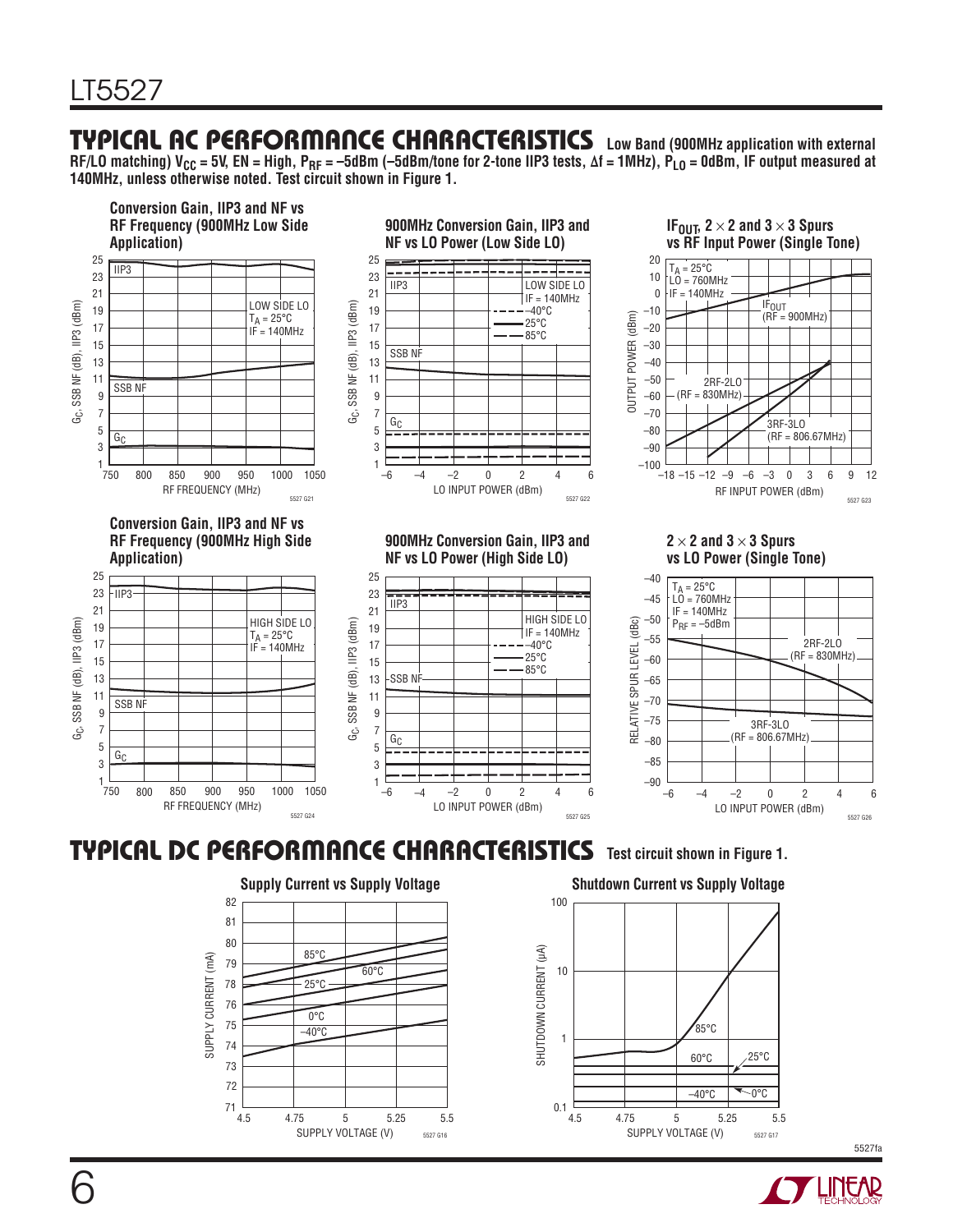## TYPICAL AC PERFORMANCE CHARACTERISTICS

**Low Band (900MHz application with external RF/LO matching) $V_{CC}$ = 5V, EN = High, $P_{RF}$ = –5dBm (–5dBm/tone for 2-tone IIP3 tests, Δf = 1MHz), $P_{LO}$ = 0dBm, IF output measured at 140MHz, unless otherwise noted. Test circuit shown in Figure 1.**

**Conversion Gain, IIP3 and NF vs RF Frequency (900MHz Low Side Application)**

LOW SIDE LO, $T_A$ = 25°C, IF = 140MHz. Y-axis: $G_C$, SSB NF (dB), IIP3 (dBm); X-axis: RF FREQUENCY (MHz), 750 to 1050. Curves: IIP3, SSB NF, $G_C$. (5527 G21)

**900MHz Conversion Gain, IIP3 and NF vs LO Power (Low Side LO)**

LOW SIDE LO, IF = 140MHz; –40°C, 25°C, 85°C. Y-axis: $G_C$, SSB NF (dB), IIP3 (dBm); X-axis: LO INPUT POWER (dBm), –6 to 6. Curves: IIP3, SSB NF, $G_C$. (5527 G22)

**$IF_{OUT}$, 2 × 2 and 3 × 3 Spurs vs RF Input Power (Single Tone)**

$T_A$ = 25°C, LO = 760MHz, IF = 140MHz. Y-axis: OUTPUT POWER (dBm); X-axis: RF INPUT POWER (dBm), –18 to 12. Curves: $IF_{OUT}$ (RF = 900MHz), 2RF-2LO (RF = 830MHz), 3RF-3LO (RF = 806.67MHz). (5527 G23)

**Conversion Gain, IIP3 and NF vs RF Frequency (900MHz High Side Application)**

HIGH SIDE LO, $T_A$ = 25°C, IF = 140MHz. Y-axis: $G_C$, SSB NF (dB), IIP3 (dBm); X-axis: RF FREQUENCY (MHz), 750 to 1050. Curves: IIP3, SSB NF, $G_C$. (5527 G24)

**900MHz Conversion Gain, IIP3 and NF vs LO Power (High Side LO)**

HIGH SIDE LO, IF = 140MHz; –40°C, 25°C, 85°C. Y-axis: $G_C$, SSB NF (dB), IIP3 (dBm); X-axis: LO INPUT POWER (dBm), –6 to 6. Curves: IIP3, SSB NF, $G_C$. (5527 G25)

**2 × 2 and 3 × 3 Spurs vs LO Power (Single Tone)**

$T_A$ = 25°C, LO = 760MHz, IF = 140MHz, $P_{RF}$ = –5dBm. Y-axis: RELATIVE SPUR LEVEL (dBc); X-axis: LO INPUT POWER (dBm), –6 to 6. Curves: 2RF-2LO (RF = 830MHz), 3RF-3LO (RF = 806.67MHz). (5527 G26)

## TYPICAL DC PERFORMANCE CHARACTERISTICS

**Test circuit shown in Figure 1.**

**Supply Current vs Supply Voltage**

Y-axis: SUPPLY CURRENT (mA), 71 to 82; X-axis: SUPPLY VOLTAGE (V), 4.5 to 5.5. Curves: 85°C, 60°C, 25°C, 0°C, –40°C. (5527 G16)

**Shutdown Current vs Supply Voltage**

Y-axis: SHUTDOWN CURRENT (µA), 0.1 to 100; X-axis: SUPPLY VOLTAGE (V), 4.5 to 5.5. Curves: 85°C, 60°C, 25°C, 0°C, –40°C. (5527 G17)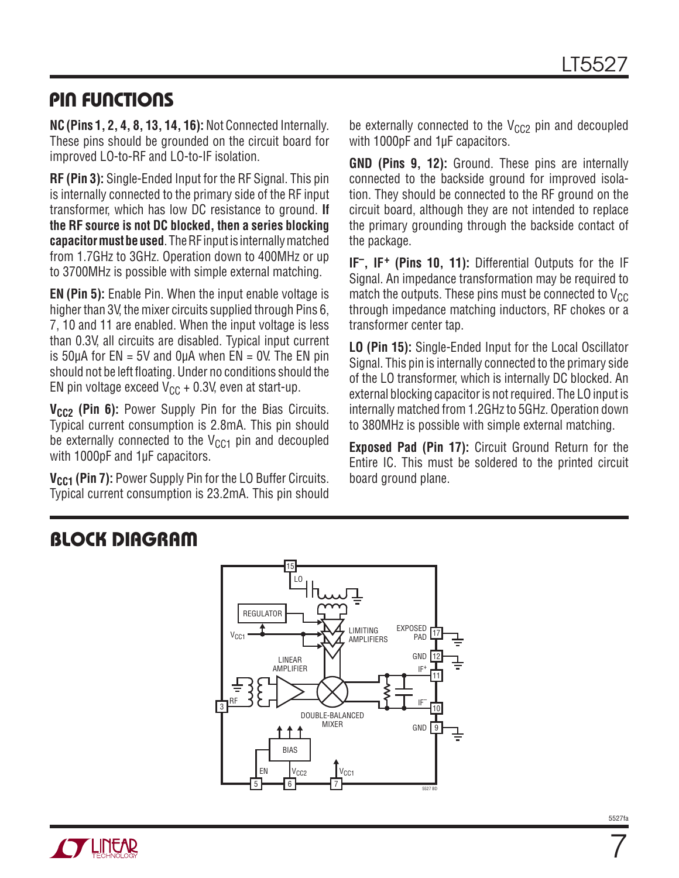## PIN FUNCTIONS

**NC (Pins 1, 2, 4, 8, 13, 14, 16):** Not Connected Internally. These pins should be grounded on the circuit board for improved LO-to-RF and LO-to-IF isolation.

**RF (Pin 3):** Single-Ended Input for the RF Signal. This pin is internally connected to the primary side of the RF input transformer, which has low DC resistance to ground. **If the RF source is not DC blocked, then a series blocking capacitor must be used**. The RF input is internally matched from 1.7GHz to 3GHz. Operation down to 400MHz or up to 3700MHz is possible with simple external matching.

**EN (Pin 5):** Enable Pin. When the input enable voltage is higher than 3V, the mixer circuits supplied through Pins 6, 7, 10 and 11 are enabled. When the input voltage is less than 0.3V, all circuits are disabled. Typical input current is 50μA for EN = 5V and 0μA when EN = 0V. The EN pin should not be left floating. Under no conditions should the EN pin voltage exceed $V_{CC}$ + 0.3V, even at start-up.

**$V_{CC2}$ (Pin 6):** Power Supply Pin for the Bias Circuits. Typical current consumption is 2.8mA. This pin should be externally connected to the $V_{CC1}$ pin and decoupled with 1000pF and 1μF capacitors.

**$V_{CC1}$ (Pin 7):** Power Supply Pin for the LO Buffer Circuits. Typical current consumption is 23.2mA. This pin should be externally connected to the $V_{CC2}$ pin and decoupled with 1000pF and 1μF capacitors.

**GND (Pins 9, 12):** Ground. These pins are internally connected to the backside ground for improved isolation. They should be connected to the RF ground on the circuit board, although they are not intended to replace the primary grounding through the backside contact of the package.

**IF⁻, IF⁺ (Pins 10, 11):** Differential Outputs for the IF Signal. An impedance transformation may be required to match the outputs. These pins must be connected to $V_{CC}$ through impedance matching inductors, RF chokes or a transformer center tap.

**LO (Pin 15):** Single-Ended Input for the Local Oscillator Signal. This pin is internally connected to the primary side of the LO transformer, which is internally DC blocked. An external blocking capacitor is not required. The LO input is internally matched from 1.2GHz to 5GHz. Operation down to 380MHz is possible with simple external matching.

**Exposed Pad (Pin 17):** Circuit Ground Return for the Entire IC. This must be soldered to the printed circuit board ground plane.

## BLOCK DIAGRAM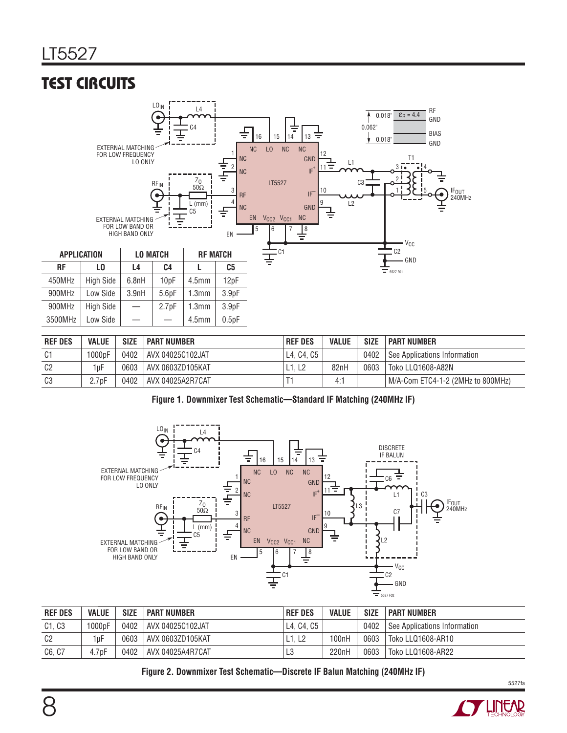## TEST CIRCUITS

| APPLICATION | | LO MATCH | | RF MATCH | |
|---|---|---|---|---|---|
| RF | LO | L4 | C4 | L | C5 |
| 450MHz | High Side | 6.8nH | 10pF | 4.5mm | 12pF |
| 900MHz | Low Side | 3.9nH | 5.6pF | 1.3mm | 3.9pF |
| 900MHz | High Side | — | 2.7pF | 1.3mm | 3.9pF |
| 3500MHz | Low Side | — | — | 4.5mm | 0.5pF |

| REF DES | VALUE | SIZE | PART NUMBER | REF DES | VALUE | SIZE | PART NUMBER |
|---|---|---|---|---|---|---|---|
| C1 | 1000pF | 0402 | AVX 04025C102JAT | L4, C4, C5 | | 0402 | See Applications Information |
| C2 | 1µF | 0603 | AVX 0603ZD105KAT | L1, L2 | 82nH | 0603 | Toko LLQ1608-A82N |
| C3 | 2.7pF | 0402 | AVX 04025A2R7CAT | T1 | 4:1 | | M/A-Com ETC4-1-2 (2MHz to 800MHz) |

**Figure 1. Downmixer Test Schematic—Standard IF Matching (240MHz IF)**

| REF DES | VALUE | SIZE | PART NUMBER | REF DES | VALUE | SIZE | PART NUMBER |
|---|---|---|---|---|---|---|---|
| C1, C3 | 1000pF | 0402 | AVX 04025C102JAT | L4, C4, C5 | | 0402 | See Applications Information |
| C2 | 1µF | 0603 | AVX 0603ZD105KAT | L1, L2 | 100nH | 0603 | Toko LLQ1608-AR10 |
| C6, C7 | 4.7pF | 0402 | AVX 04025A4R7CAT | L3 | 220nH | 0603 | Toko LLQ1608-AR22 |

**Figure 2. Downmixer Test Schematic—Discrete IF Balun Matching (240MHz IF)**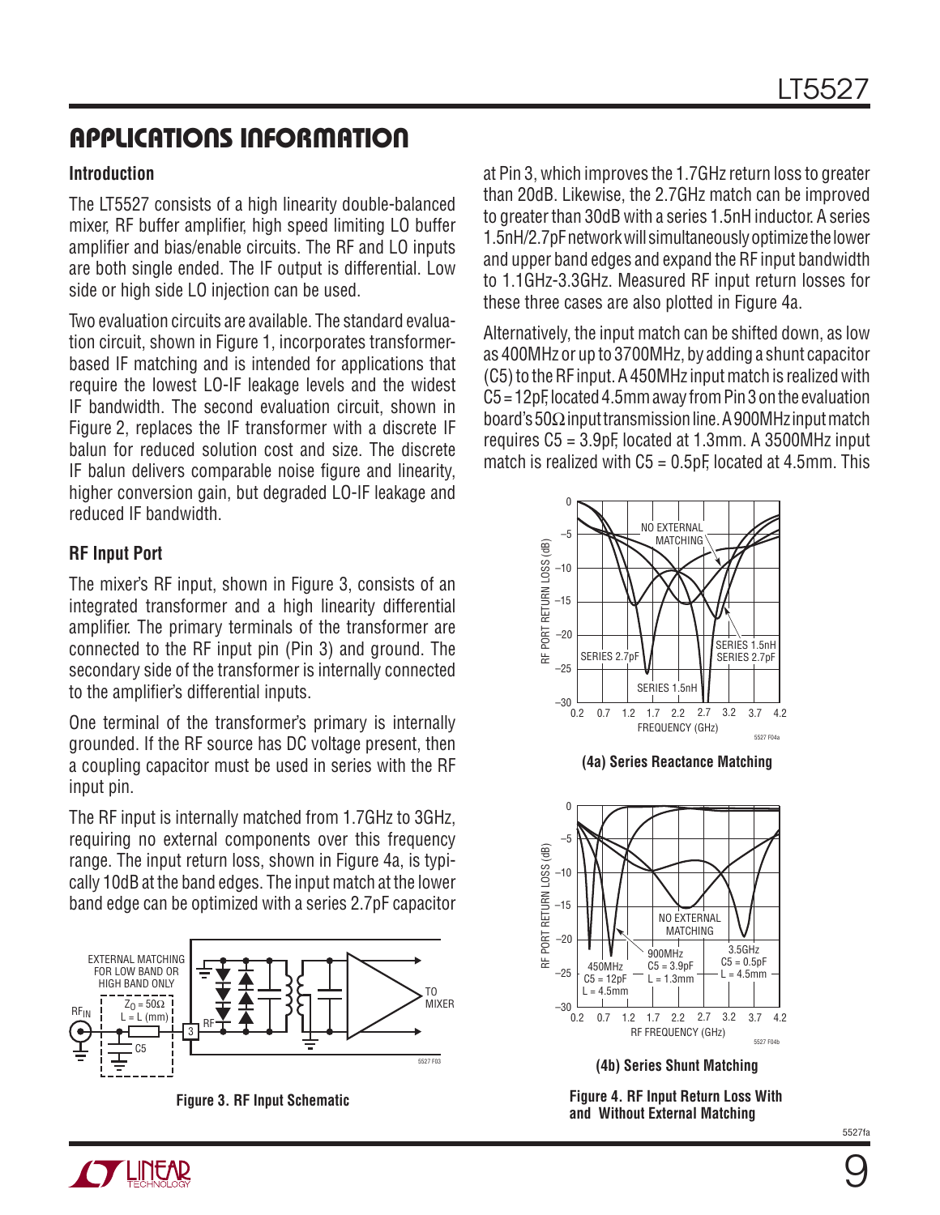## APPLICATIONS INFORMATION

### Introduction

The LT5527 consists of a high linearity double-balanced mixer, RF buffer amplifier, high speed limiting LO buffer amplifier and bias/enable circuits. The RF and LO inputs are both single ended. The IF output is differential. Low side or high side LO injection can be used.

Two evaluation circuits are available. The standard evaluation circuit, shown in Figure 1, incorporates transformer-based IF matching and is intended for applications that require the lowest LO-IF leakage levels and the widest IF bandwidth. The second evaluation circuit, shown in Figure 2, replaces the IF transformer with a discrete IF balun for reduced solution cost and size. The discrete IF balun delivers comparable noise figure and linearity, higher conversion gain, but degraded LO-IF leakage and reduced IF bandwidth.

### RF Input Port

The mixer's RF input, shown in Figure 3, consists of an integrated transformer and a high linearity differential amplifier. The primary terminals of the transformer are connected to the RF input pin (Pin 3) and ground. The secondary side of the transformer is internally connected to the amplifier's differential inputs.

One terminal of the transformer's primary is internally grounded. If the RF source has DC voltage present, then a coupling capacitor must be used in series with the RF input pin.

The RF input is internally matched from 1.7GHz to 3GHz, requiring no external components over this frequency range. The input return loss, shown in Figure 4a, is typically 10dB at the band edges. The input match at the lower band edge can be optimized with a series 2.7pF capacitor at Pin 3, which improves the 1.7GHz return loss to greater than 20dB. Likewise, the 2.7GHz match can be improved to greater than 30dB with a series 1.5nH inductor. A series 1.5nH/2.7pF network will simultaneously optimize the lower and upper band edges and expand the RF input bandwidth to 1.1GHz-3.3GHz. Measured RF input return losses for these three cases are also plotted in Figure 4a.

Alternatively, the input match can be shifted down, as low as 400MHz or up to 3700MHz, by adding a shunt capacitor (C5) to the RF input. A 450MHz input match is realized with C5 = 12pF, located 4.5mm away from Pin 3 on the evaluation board's 50Ω input transmission line. A 900MHz input match requires C5 = 3.9pF, located at 1.3mm. A 3500MHz input match is realized with C5 = 0.5pF, located at 4.5mm. This

Figure 3. RF Input Schematic

(4a) Series Reactance Matching

(4b) Series Shunt Matching

Figure 4. RF Input Return Loss With and Without External Matching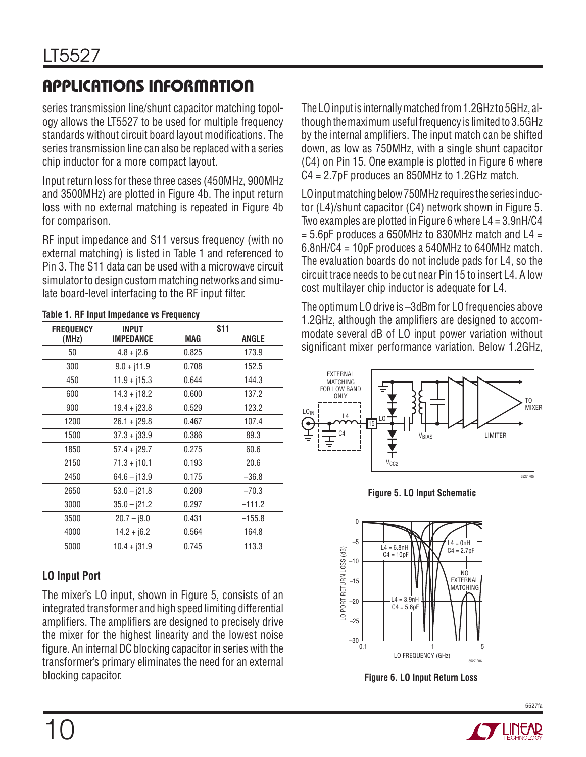## APPLICATIONS INFORMATION

series transmission line/shunt capacitor matching topology allows the LT5527 to be used for multiple frequency standards without circuit board layout modifications. The series transmission line can also be replaced with a series chip inductor for a more compact layout.

Input return loss for these three cases (450MHz, 900MHz and 3500MHz) are plotted in Figure 4b. The input return loss with no external matching is repeated in Figure 4b for comparison.

RF input impedance and S11 versus frequency (with no external matching) is listed in Table 1 and referenced to Pin 3. The S11 data can be used with a microwave circuit simulator to design custom matching networks and simulate board-level interfacing to the RF input filter.

**Table 1. RF Input Impedance vs Frequency**

| FREQUENCY (MHz) | INPUT IMPEDANCE | S11 MAG | S11 ANGLE |
|---|---|---|---|
| 50 | 4.8 + j2.6 | 0.825 | 173.9 |
| 300 | 9.0 + j11.9 | 0.708 | 152.5 |
| 450 | 11.9 + j15.3 | 0.644 | 144.3 |
| 600 | 14.3 + j18.2 | 0.600 | 137.2 |
| 900 | 19.4 + j23.8 | 0.529 | 123.2 |
| 1200 | 26.1 + j29.8 | 0.467 | 107.4 |
| 1500 | 37.3 + j33.9 | 0.386 | 89.3 |
| 1850 | 57.4 + j29.7 | 0.275 | 60.6 |
| 2150 | 71.3 + j10.1 | 0.193 | 20.6 |
| 2450 | 64.6 – j13.9 | 0.175 | –36.8 |
| 2650 | 53.0 – j21.8 | 0.209 | –70.3 |
| 3000 | 35.0 – j21.2 | 0.297 | –111.2 |
| 3500 | 20.7 – j9.0 | 0.431 | –155.8 |
| 4000 | 14.2 + j6.2 | 0.564 | 164.8 |
| 5000 | 10.4 + j31.9 | 0.745 | 113.3 |

### LO Input Port

The mixer's LO input, shown in Figure 5, consists of an integrated transformer and high speed limiting differential amplifiers. The amplifiers are designed to precisely drive the mixer for the highest linearity and the lowest noise figure. An internal DC blocking capacitor in series with the transformer's primary eliminates the need for an external blocking capacitor.

The LO input is internally matched from 1.2GHz to 5GHz, although the maximum useful frequency is limited to 3.5GHz by the internal amplifiers. The input match can be shifted down, as low as 750MHz, with a single shunt capacitor (C4) on Pin 15. One example is plotted in Figure 6 where C4 = 2.7pF produces an 850MHz to 1.2GHz match.

LO input matching below 750MHz requires the series inductor (L4)/shunt capacitor (C4) network shown in Figure 5. Two examples are plotted in Figure 6 where L4 = 3.9nH/C4 = 5.6pF produces a 650MHz to 830MHz match and L4 = 6.8nH/C4 = 10pF produces a 540MHz to 640MHz match. The evaluation boards do not include pads for L4, so the circuit trace needs to be cut near Pin 15 to insert L4. A low cost multilayer chip inductor is adequate for L4.

The optimum LO drive is –3dBm for LO frequencies above 1.2GHz, although the amplifiers are designed to accommodate several dB of LO input power variation without significant mixer performance variation. Below 1.2GHz,

**Figure 5. LO Input Schematic**

**Figure 6. LO Input Return Loss**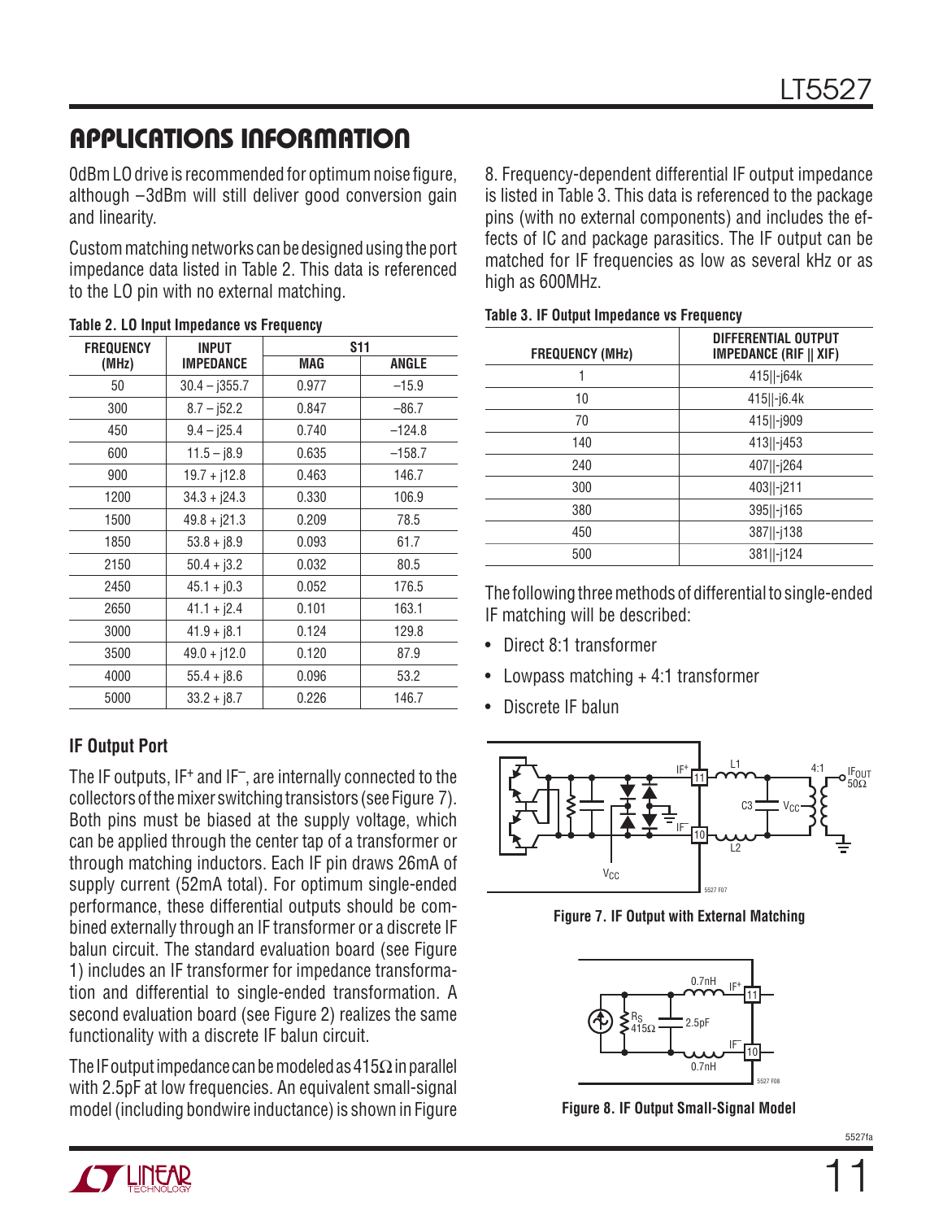## APPLICATIONS INFORMATION

0dBm LO drive is recommended for optimum noise figure, although –3dBm will still deliver good conversion gain and linearity.

Custom matching networks can be designed using the port impedance data listed in Table 2. This data is referenced to the LO pin with no external matching.

**Table 2. LO Input Impedance vs Frequency**

| FREQUENCY (MHz) | INPUT IMPEDANCE | S11 | |
|---|---|---|---|
| | | MAG | ANGLE |
| 50 | 30.4 – j355.7 | 0.977 | –15.9 |
| 300 | 8.7 – j52.2 | 0.847 | –86.7 |
| 450 | 9.4 – j25.4 | 0.740 | –124.8 |
| 600 | 11.5 – j8.9 | 0.635 | –158.7 |
| 900 | 19.7 + j12.8 | 0.463 | 146.7 |
| 1200 | 34.3 + j24.3 | 0.330 | 106.9 |
| 1500 | 49.8 + j21.3 | 0.209 | 78.5 |
| 1850 | 53.8 + j8.9 | 0.093 | 61.7 |
| 2150 | 50.4 + j3.2 | 0.032 | 80.5 |
| 2450 | 45.1 + j0.3 | 0.052 | 176.5 |
| 2650 | 41.1 + j2.4 | 0.101 | 163.1 |
| 3000 | 41.9 + j8.1 | 0.124 | 129.8 |
| 3500 | 49.0 + j12.0 | 0.120 | 87.9 |
| 4000 | 55.4 + j8.6 | 0.096 | 53.2 |
| 5000 | 33.2 + j8.7 | 0.226 | 146.7 |

### IF Output Port

The IF outputs, IF+ and IF–, are internally connected to the collectors of the mixer switching transistors (see Figure 7). Both pins must be biased at the supply voltage, which can be applied through the center tap of a transformer or through matching inductors. Each IF pin draws 26mA of supply current (52mA total). For optimum single-ended performance, these differential outputs should be combined externally through an IF transformer or a discrete IF balun circuit. The standard evaluation board (see Figure 1) includes an IF transformer for impedance transformation and differential to single-ended transformation. A second evaluation board (see Figure 2) realizes the same functionality with a discrete IF balun circuit.

The IF output impedance can be modeled as 415Ω in parallel with 2.5pF at low frequencies. An equivalent small-signal model (including bondwire inductance) is shown in Figure 8. Frequency-dependent differential IF output impedance is listed in Table 3. This data is referenced to the package pins (with no external components) and includes the effects of IC and package parasitics. The IF output can be matched for IF frequencies as low as several kHz or as high as 600MHz.

**Table 3. IF Output Impedance vs Frequency**

| FREQUENCY (MHz) | DIFFERENTIAL OUTPUT IMPEDANCE (RIF \|\| XIF) |
|---|---|
| 1 | 415\|\|-j64k |
| 10 | 415\|\|-j6.4k |
| 70 | 415\|\|-j909 |
| 140 | 413\|\|-j453 |
| 240 | 407\|\|-j264 |
| 300 | 403\|\|-j211 |
| 380 | 395\|\|-j165 |
| 450 | 387\|\|-j138 |
| 500 | 381\|\|-j124 |

The following three methods of differential to single-ended IF matching will be described:

- Direct 8:1 transformer
- Lowpass matching + 4:1 transformer
- Discrete IF balun

**Figure 7. IF Output with External Matching**

**Figure 8. IF Output Small-Signal Model**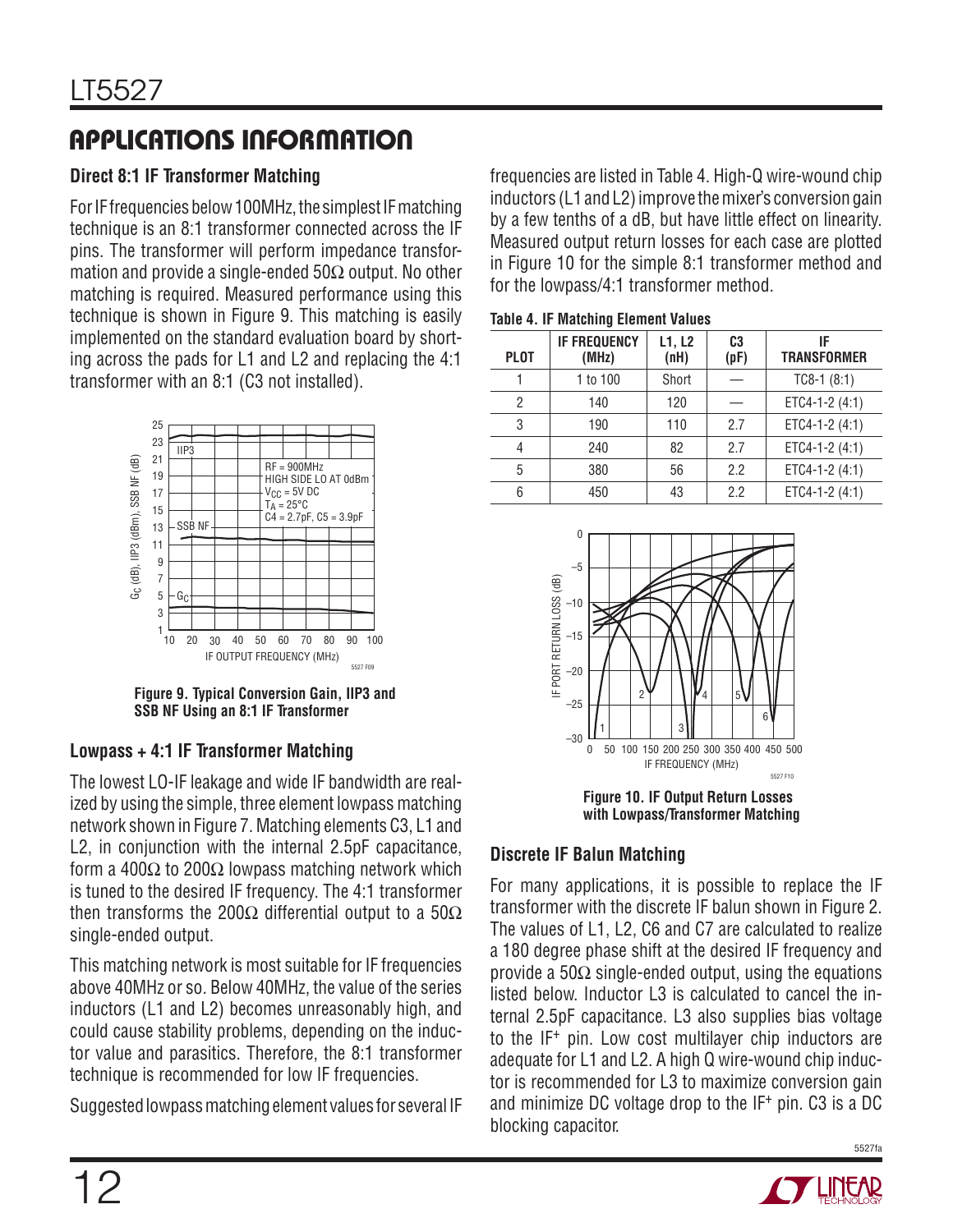## APPLICATIONS INFORMATION

### Direct 8:1 IF Transformer Matching

For IF frequencies below 100MHz, the simplest IF matching technique is an 8:1 transformer connected across the IF pins. The transformer will perform impedance transformation and provide a single-ended 50Ω output. No other matching is required. Measured performance using this technique is shown in Figure 9. This matching is easily implemented on the standard evaluation board by shorting across the pads for L1 and L2 and replacing the 4:1 transformer with an 8:1 (C3 not installed).

**Figure 9. Typical Conversion Gain, IIP3 and SSB NF Using an 8:1 IF Transformer**

### Lowpass + 4:1 IF Transformer Matching

The lowest LO-IF leakage and wide IF bandwidth are realized by using the simple, three element lowpass matching network shown in Figure 7. Matching elements C3, L1 and L2, in conjunction with the internal 2.5pF capacitance, form a 400Ω to 200Ω lowpass matching network which is tuned to the desired IF frequency. The 4:1 transformer then transforms the 200Ω differential output to a 50Ω single-ended output.

This matching network is most suitable for IF frequencies above 40MHz or so. Below 40MHz, the value of the series inductors (L1 and L2) becomes unreasonably high, and could cause stability problems, depending on the inductor value and parasitics. Therefore, the 8:1 transformer technique is recommended for low IF frequencies.

Suggested lowpass matching element values for several IF frequencies are listed in Table 4. High-Q wire-wound chip inductors (L1 and L2) improve the mixer's conversion gain by a few tenths of a dB, but have little effect on linearity. Measured output return losses for each case are plotted in Figure 10 for the simple 8:1 transformer method and for the lowpass/4:1 transformer method.

**Table 4. IF Matching Element Values**

| PLOT | IF FREQUENCY (MHz) | L1, L2 (nH) | C3 (pF) | IF TRANSFORMER |
|---|---|---|---|---|
| 1 | 1 to 100 | Short | — | TC8-1 (8:1) |
| 2 | 140 | 120 | — | ETC4-1-2 (4:1) |
| 3 | 190 | 110 | 2.7 | ETC4-1-2 (4:1) |
| 4 | 240 | 82 | 2.7 | ETC4-1-2 (4:1) |
| 5 | 380 | 56 | 2.2 | ETC4-1-2 (4:1) |
| 6 | 450 | 43 | 2.2 | ETC4-1-2 (4:1) |

**Figure 10. IF Output Return Losses with Lowpass/Transformer Matching**

### Discrete IF Balun Matching

For many applications, it is possible to replace the IF transformer with the discrete IF balun shown in Figure 2. The values of L1, L2, C6 and C7 are calculated to realize a 180 degree phase shift at the desired IF frequency and provide a 50Ω single-ended output, using the equations listed below. Inductor L3 is calculated to cancel the internal 2.5pF capacitance. L3 also supplies bias voltage to the $IF^+$ pin. Low cost multilayer chip inductors are adequate for L1 and L2. A high Q wire-wound chip inductor is recommended for L3 to maximize conversion gain and minimize DC voltage drop to the $IF^+$ pin. C3 is a DC blocking capacitor.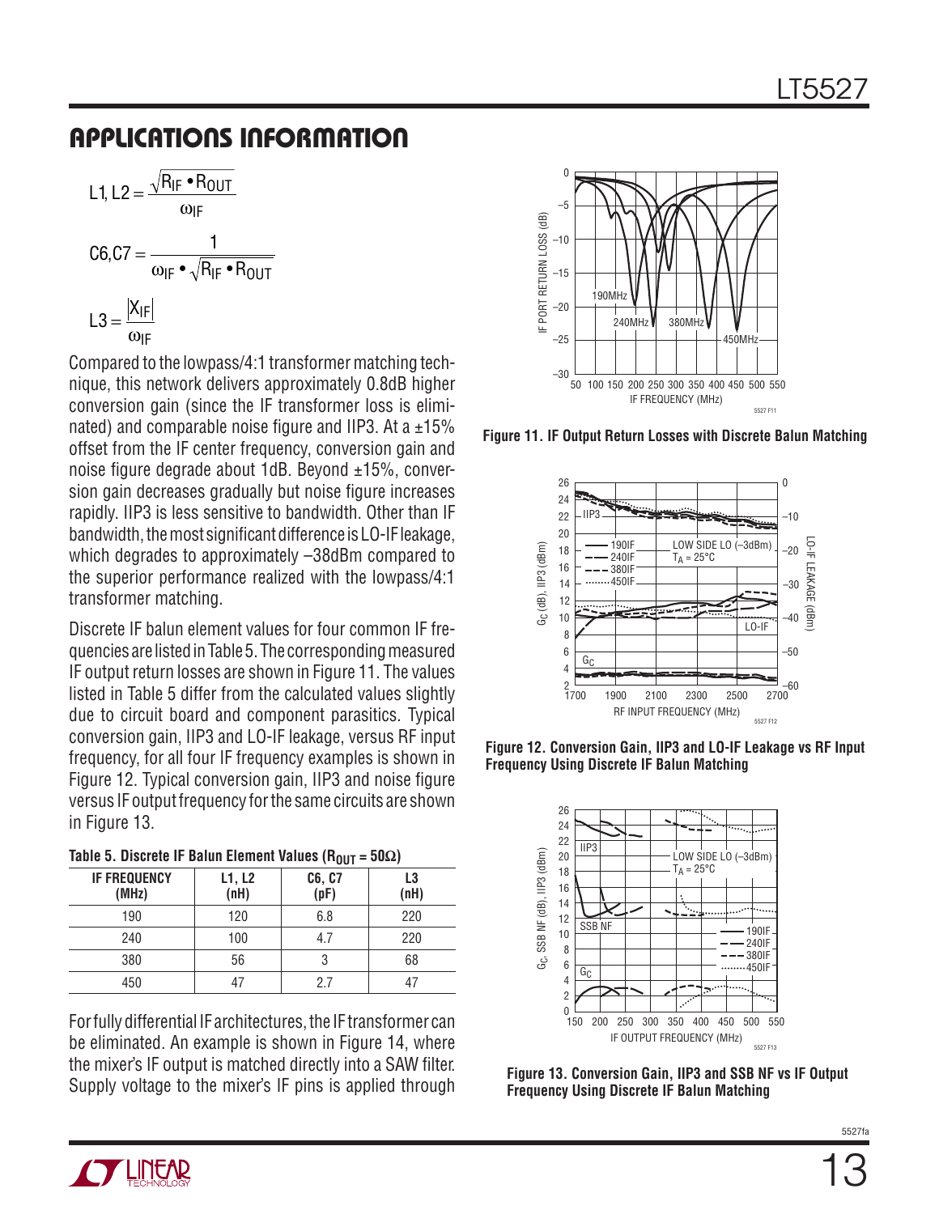## APPLICATIONS INFORMATION

$$L1, L2 = \frac{\sqrt{R_{IF} \cdot R_{OUT}}}{\omega_{IF}}$$

$$C6, C7 = \frac{1}{\omega_{IF} \cdot \sqrt{R_{IF} \cdot R_{OUT}}}$$

$$L3 = \frac{|X_{IF}|}{\omega_{IF}}$$

Compared to the lowpass/4:1 transformer matching technique, this network delivers approximately 0.8dB higher conversion gain (since the IF transformer loss is eliminated) and comparable noise figure and IIP3. At a ±15% offset from the IF center frequency, conversion gain and noise figure degrade about 1dB. Beyond ±15%, conversion gain decreases gradually but noise figure increases rapidly. IIP3 is less sensitive to bandwidth. Other than IF bandwidth, the most significant difference is LO-IF leakage, which degrades to approximately –38dBm compared to the superior performance realized with the lowpass/4:1 transformer matching.

Discrete IF balun element values for four common IF frequencies are listed in Table 5. The corresponding measured IF output return losses are shown in Figure 11. The values listed in Table 5 differ from the calculated values slightly due to circuit board and component parasitics. Typical conversion gain, IIP3 and LO-IF leakage, versus RF input frequency, for all four IF frequency examples is shown in Figure 12. Typical conversion gain, IIP3 and noise figure versus IF output frequency for the same circuits are shown in Figure 13.

**Table 5. Discrete IF Balun Element Values ($R_{OUT}$ = 50Ω)**

| IF FREQUENCY (MHz) | L1, L2 (nH) | C6, C7 (pF) | L3 (nH) |
|---|---|---|---|
| 190 | 120 | 6.8 | 220 |
| 240 | 100 | 4.7 | 220 |
| 380 | 56 | 3 | 68 |
| 450 | 47 | 2.7 | 47 |

For fully differential IF architectures, the IF transformer can be eliminated. An example is shown in Figure 14, where the mixer's IF output is matched directly into a SAW filter. Supply voltage to the mixer's IF pins is applied through

**Figure 11. IF Output Return Losses with Discrete Balun Matching**

**Figure 12. Conversion Gain, IIP3 and LO-IF Leakage vs RF Input Frequency Using Discrete IF Balun Matching**

**Figure 13. Conversion Gain, IIP3 and SSB NF vs IF Output Frequency Using Discrete IF Balun Matching**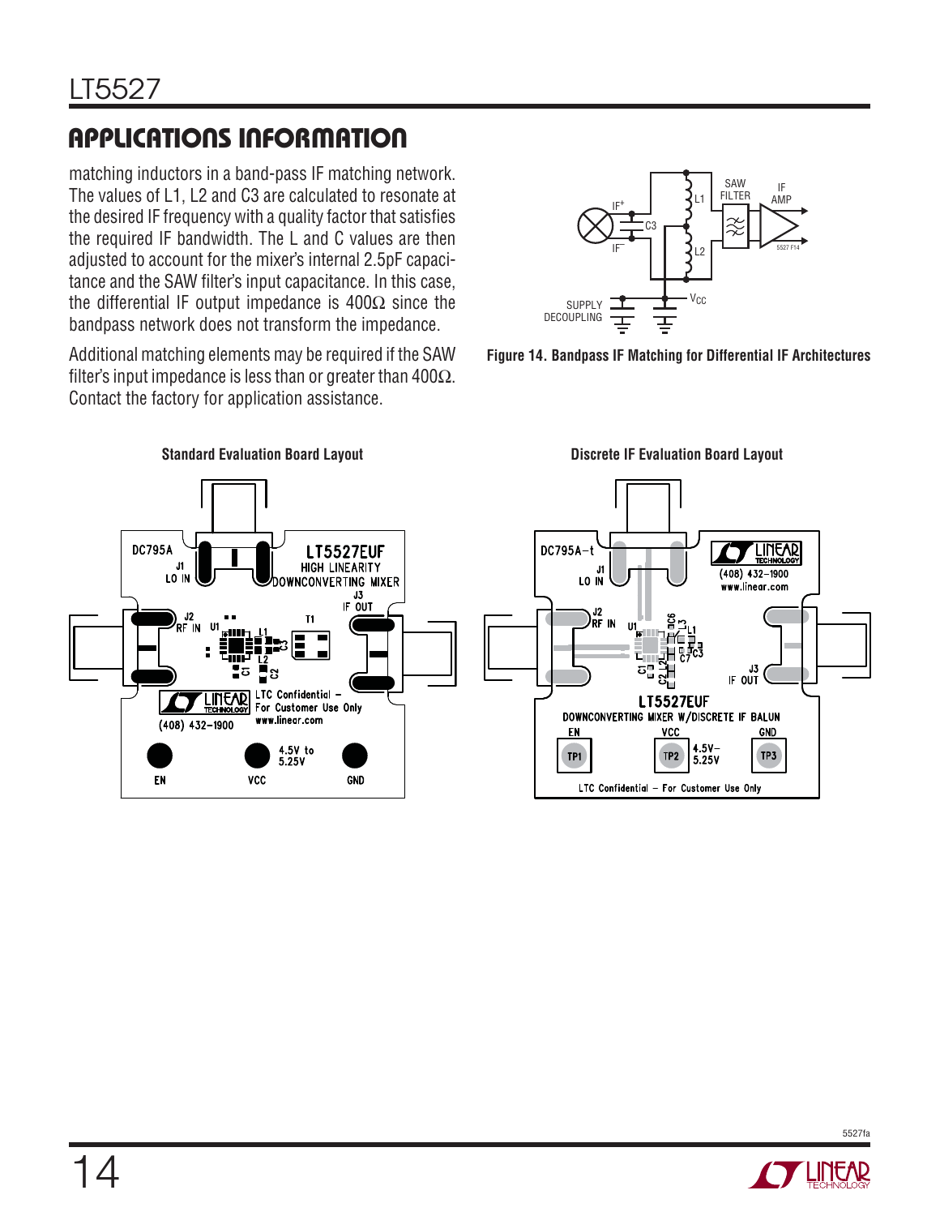## APPLICATIONS INFORMATION

matching inductors in a band-pass IF matching network. The values of L1, L2 and C3 are calculated to resonate at the desired IF frequency with a quality factor that satisfies the required IF bandwidth. The L and C values are then adjusted to account for the mixer's internal 2.5pF capacitance and the SAW filter's input capacitance. In this case, the differential IF output impedance is 400Ω since the bandpass network does not transform the impedance.

Additional matching elements may be required if the SAW filter's input impedance is less than or greater than 400Ω. Contact the factory for application assistance.

**Figure 14. Bandpass IF Matching for Differential IF Architectures**

**Standard Evaluation Board Layout**

**Discrete IF Evaluation Board Layout**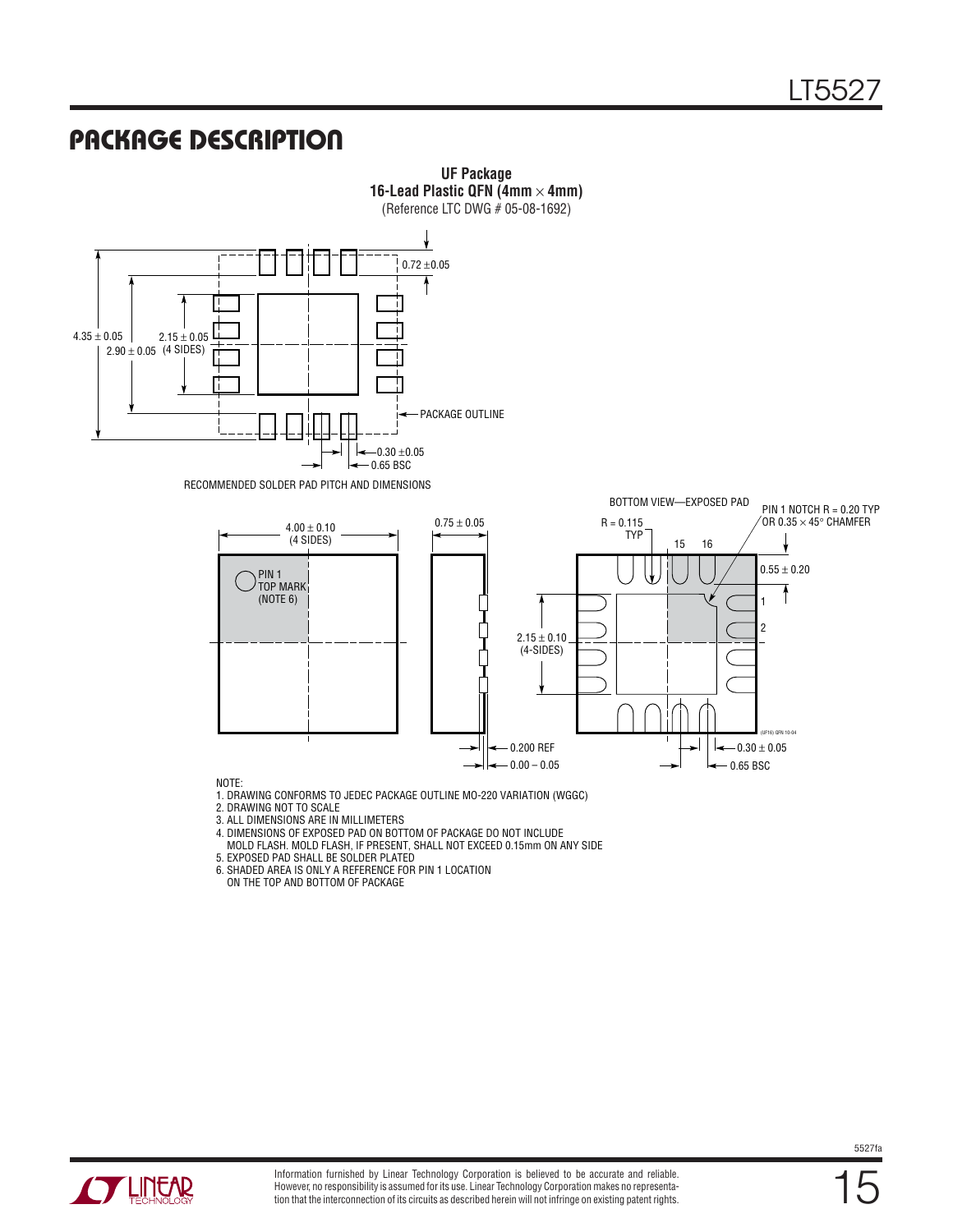## PACKAGE DESCRIPTION

**UF Package**
**16-Lead Plastic QFN (4mm × 4mm)**
(Reference LTC DWG # 05-08-1692)

0.72 ±0.05

4.35 ± 0.05

2.90 ± 0.05

2.15 ± 0.05 (4 SIDES)

PACKAGE OUTLINE

0.30 ±0.05

0.65 BSC

RECOMMENDED SOLDER PAD PITCH AND DIMENSIONS

4.00 ± 0.10 (4 SIDES)

PIN 1 TOP MARK (NOTE 6)

0.75 ± 0.05

0.200 REF

0.00 – 0.05

BOTTOM VIEW—EXPOSED PAD

R = 0.115 TYP

PIN 1 NOTCH R = 0.20 TYP OR 0.35 × 45° CHAMFER

15 16

0.55 ± 0.20

1

2

2.15 ± 0.10 (4-SIDES)

0.30 ± 0.05

0.65 BSC

(UF16) QFN 10-04

NOTE:

1. DRAWING CONFORMS TO JEDEC PACKAGE OUTLINE MO-220 VARIATION (WGGC)
2. DRAWING NOT TO SCALE
3. ALL DIMENSIONS ARE IN MILLIMETERS
4. DIMENSIONS OF EXPOSED PAD ON BOTTOM OF PACKAGE DO NOT INCLUDE MOLD FLASH. MOLD FLASH, IF PRESENT, SHALL NOT EXCEED 0.15mm ON ANY SIDE
5. EXPOSED PAD SHALL BE SOLDER PLATED
6. SHADED AREA IS ONLY A REFERENCE FOR PIN 1 LOCATION ON THE TOP AND BOTTOM OF PACKAGE

Information furnished by Linear Technology Corporation is believed to be accurate and reliable. However, no responsibility is assumed for its use. Linear Technology Corporation makes no representation that the interconnection of its circuits as described herein will not infringe on existing patent rights.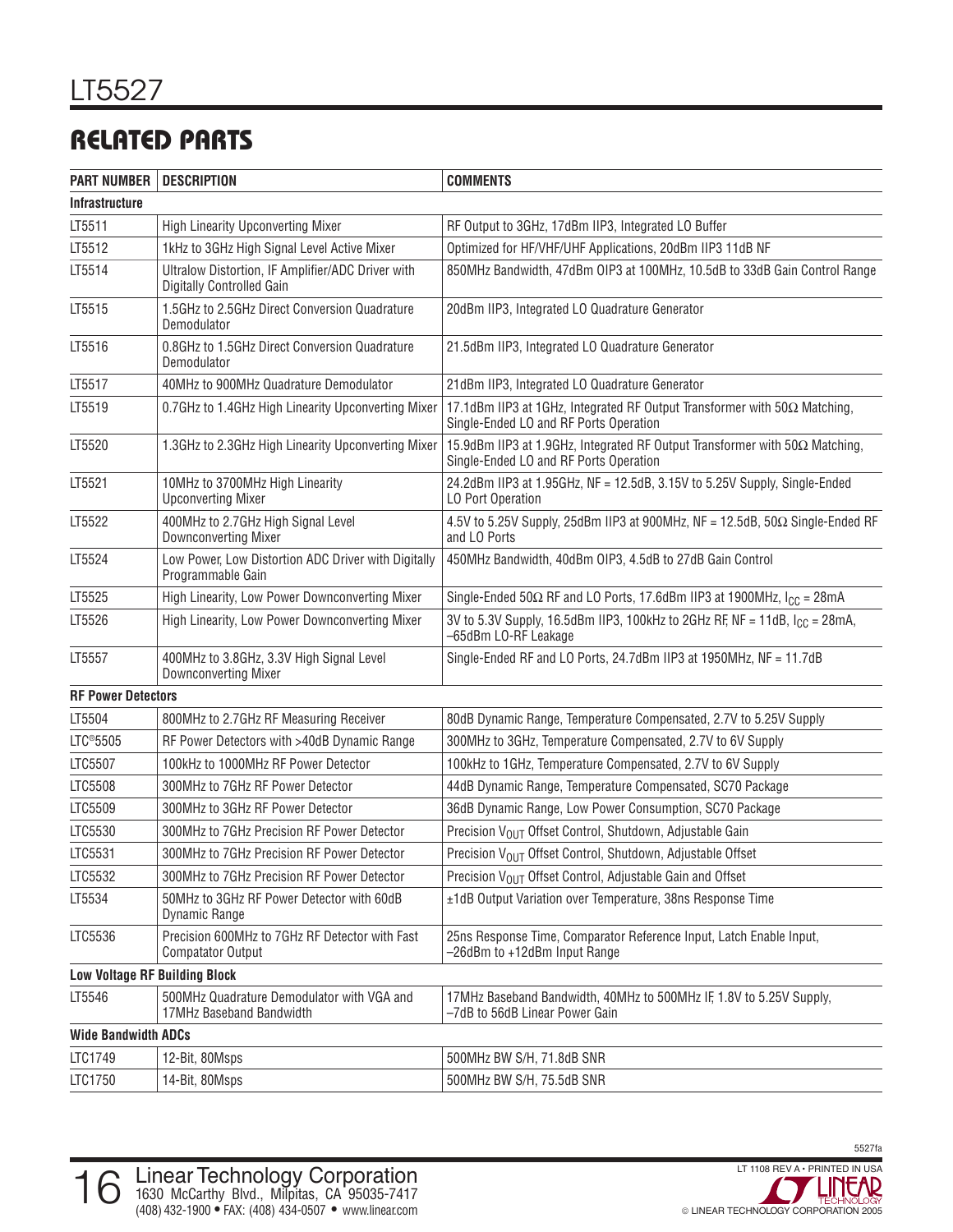## RELATED PARTS

| PART NUMBER | DESCRIPTION | COMMENTS |
|---|---|---|
| **Infrastructure** | | |
| LT5511 | High Linearity Upconverting Mixer | RF Output to 3GHz, 17dBm IIP3, Integrated LO Buffer |
| LT5512 | 1kHz to 3GHz High Signal Level Active Mixer | Optimized for HF/VHF/UHF Applications, 20dBm IIP3 11dB NF |
| LT5514 | Ultralow Distortion, IF Amplifier/ADC Driver with Digitally Controlled Gain | 850MHz Bandwidth, 47dBm OIP3 at 100MHz, 10.5dB to 33dB Gain Control Range |
| LT5515 | 1.5GHz to 2.5GHz Direct Conversion Quadrature Demodulator | 20dBm IIP3, Integrated LO Quadrature Generator |
| LT5516 | 0.8GHz to 1.5GHz Direct Conversion Quadrature Demodulator | 21.5dBm IIP3, Integrated LO Quadrature Generator |
| LT5517 | 40MHz to 900MHz Quadrature Demodulator | 21dBm IIP3, Integrated LO Quadrature Generator |
| LT5519 | 0.7GHz to 1.4GHz High Linearity Upconverting Mixer | 17.1dBm IIP3 at 1GHz, Integrated RF Output Transformer with 50Ω Matching, Single-Ended LO and RF Ports Operation |
| LT5520 | 1.3GHz to 2.3GHz High Linearity Upconverting Mixer | 15.9dBm IIP3 at 1.9GHz, Integrated RF Output Transformer with 50Ω Matching, Single-Ended LO and RF Ports Operation |
| LT5521 | 10MHz to 3700MHz High Linearity Upconverting Mixer | 24.2dBm IIP3 at 1.95GHz, NF = 12.5dB, 3.15V to 5.25V Supply, Single-Ended LO Port Operation |
| LT5522 | 400MHz to 2.7GHz High Signal Level Downconverting Mixer | 4.5V to 5.25V Supply, 25dBm IIP3 at 900MHz, NF = 12.5dB, 50Ω Single-Ended RF and LO Ports |
| LT5524 | Low Power, Low Distortion ADC Driver with Digitally Programmable Gain | 450MHz Bandwidth, 40dBm OIP3, 4.5dB to 27dB Gain Control |
| LT5525 | High Linearity, Low Power Downconverting Mixer | Single-Ended 50Ω RF and LO Ports, 17.6dBm IIP3 at 1900MHz, $I_{CC}$ = 28mA |
| LT5526 | High Linearity, Low Power Downconverting Mixer | 3V to 5.3V Supply, 16.5dBm IIP3, 100kHz to 2GHz RF, NF = 11dB, $I_{CC}$ = 28mA, –65dBm LO-RF Leakage |
| LT5557 | 400MHz to 3.8GHz, 3.3V High Signal Level Downconverting Mixer | Single-Ended RF and LO Ports, 24.7dBm IIP3 at 1950MHz, NF = 11.7dB |
| **RF Power Detectors** | | |
| LT5504 | 800MHz to 2.7GHz RF Measuring Receiver | 80dB Dynamic Range, Temperature Compensated, 2.7V to 5.25V Supply |
| LTC®5505 | RF Power Detectors with >40dB Dynamic Range | 300MHz to 3GHz, Temperature Compensated, 2.7V to 6V Supply |
| LTC5507 | 100kHz to 1000MHz RF Power Detector | 100kHz to 1GHz, Temperature Compensated, 2.7V to 6V Supply |
| LTC5508 | 300MHz to 7GHz RF Power Detector | 44dB Dynamic Range, Temperature Compensated, SC70 Package |
| LTC5509 | 300MHz to 3GHz RF Power Detector | 36dB Dynamic Range, Low Power Consumption, SC70 Package |
| LTC5530 | 300MHz to 7GHz Precision RF Power Detector | Precision $V_{OUT}$ Offset Control, Shutdown, Adjustable Gain |
| LTC5531 | 300MHz to 7GHz Precision RF Power Detector | Precision $V_{OUT}$ Offset Control, Shutdown, Adjustable Offset |
| LTC5532 | 300MHz to 7GHz Precision RF Power Detector | Precision $V_{OUT}$ Offset Control, Adjustable Gain and Offset |
| LT5534 | 50MHz to 3GHz RF Power Detector with 60dB Dynamic Range | ±1dB Output Variation over Temperature, 38ns Response Time |
| LTC5536 | Precision 600MHz to 7GHz RF Detector with Fast Compatator Output | 25ns Response Time, Comparator Reference Input, Latch Enable Input, –26dBm to +12dBm Input Range |
| **Low Voltage RF Building Block** | | |
| LT5546 | 500MHz Quadrature Demodulator with VGA and 17MHz Baseband Bandwidth | 17MHz Baseband Bandwidth, 40MHz to 500MHz IF, 1.8V to 5.25V Supply, –7dB to 56dB Linear Power Gain |
| **Wide Bandwidth ADCs** | | |
| LTC1749 | 12-Bit, 80Msps | 500MHz BW S/H, 71.8dB SNR |
| LTC1750 | 14-Bit, 80Msps | 500MHz BW S/H, 75.5dB SNR |

Linear Technology Corporation
1630 McCarthy Blvd., Milpitas, CA 95035-7417
(408) 432-1900 • FAX: (408) 434-0507 • www.linear.com

LT 1108 REV A • PRINTED IN USA
© LINEAR TECHNOLOGY CORPORATION 2005